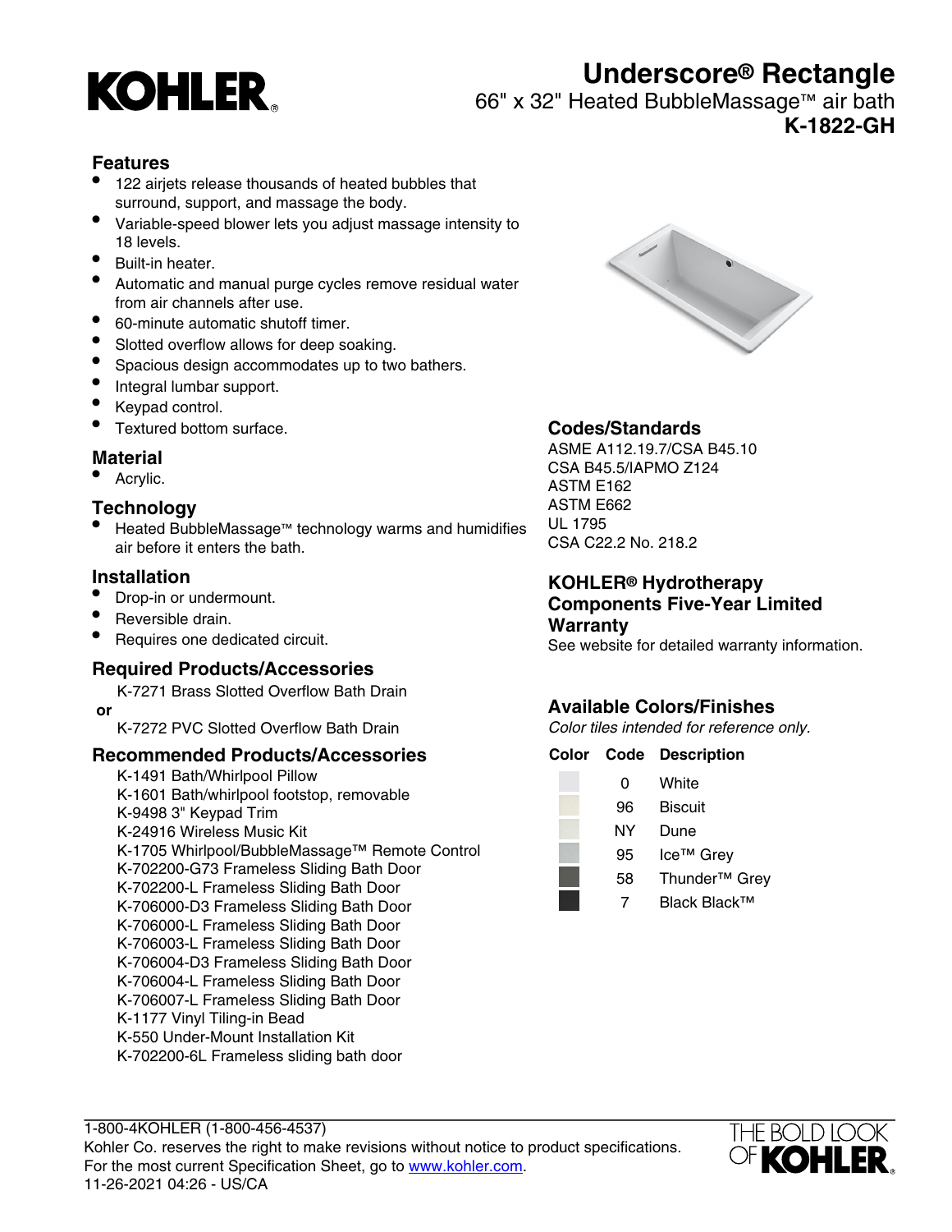// KOHLER

# Underscore® Rectangle

66" x 32" Heated BubbleMassage™ air bath

**K-1822-GH**

## Features

- 122 airjets release thousands of heated bubbles that surround, support, and massage the body.
- Variable-speed blower lets you adjust massage intensity to 18 levels.
- Built-in heater.
- Automatic and manual purge cycles remove residual water from air channels after use.
- 60-minute automatic shutoff timer.
- Slotted overflow allows for deep soaking.
- Spacious design accommodates up to two bathers.
- Integral lumbar support.
- Keypad control.
- Textured bottom surface.

## Material

- Acrylic.

## Technology

- Heated BubbleMassage™ technology warms and humidifies air before it enters the bath.

## Installation

- Drop-in or undermount.
- Reversible drain.
- Requires one dedicated circuit.

## Required Products/Accessories

K-7271 Brass Slotted Overflow Bath Drain

**or**

K-7272 PVC Slotted Overflow Bath Drain

## Recommended Products/Accessories

K-1491 Bath/Whirlpool Pillow
K-1601 Bath/whirlpool footstop, removable
K-9498 3" Keypad Trim
K-24916 Wireless Music Kit
K-1705 Whirlpool/BubbleMassage™ Remote Control
K-702200-G73 Frameless Sliding Bath Door
K-702200-L Frameless Sliding Bath Door
K-706000-D3 Frameless Sliding Bath Door
K-706000-L Frameless Sliding Bath Door
K-706003-L Frameless Sliding Bath Door
K-706004-D3 Frameless Sliding Bath Door
K-706004-L Frameless Sliding Bath Door
K-706007-L Frameless Sliding Bath Door
K-1177 Vinyl Tiling-in Bead
K-550 Under-Mount Installation Kit
K-702200-6L Frameless sliding bath door

## Codes/Standards

ASME A112.19.7/CSA B45.10
CSA B45.5/IAPMO Z124
ASTM E162
ASTM E662
UL 1795
CSA C22.2 No. 218.2

## KOHLER® Hydrotherapy Components Five-Year Limited Warranty

See website for detailed warranty information.

## Available Colors/Finishes

*Color tiles intended for reference only.*

| Color | Code | Description |
|---|---|---|
| | 0 | White |
| | 96 | Biscuit |
| | NY | Dune |
| | 95 | Ice™ Grey |
| | 58 | Thunder™ Grey |
| | 7 | Black Black™ |

1-800-4KOHLER (1-800-456-4537)
Kohler Co. reserves the right to make revisions without notice to product specifications.
For the most current Specification Sheet, go to www.kohler.com.
11-26-2021 04:26 - US/CA

THE BOLD LOOK OF KOHLER.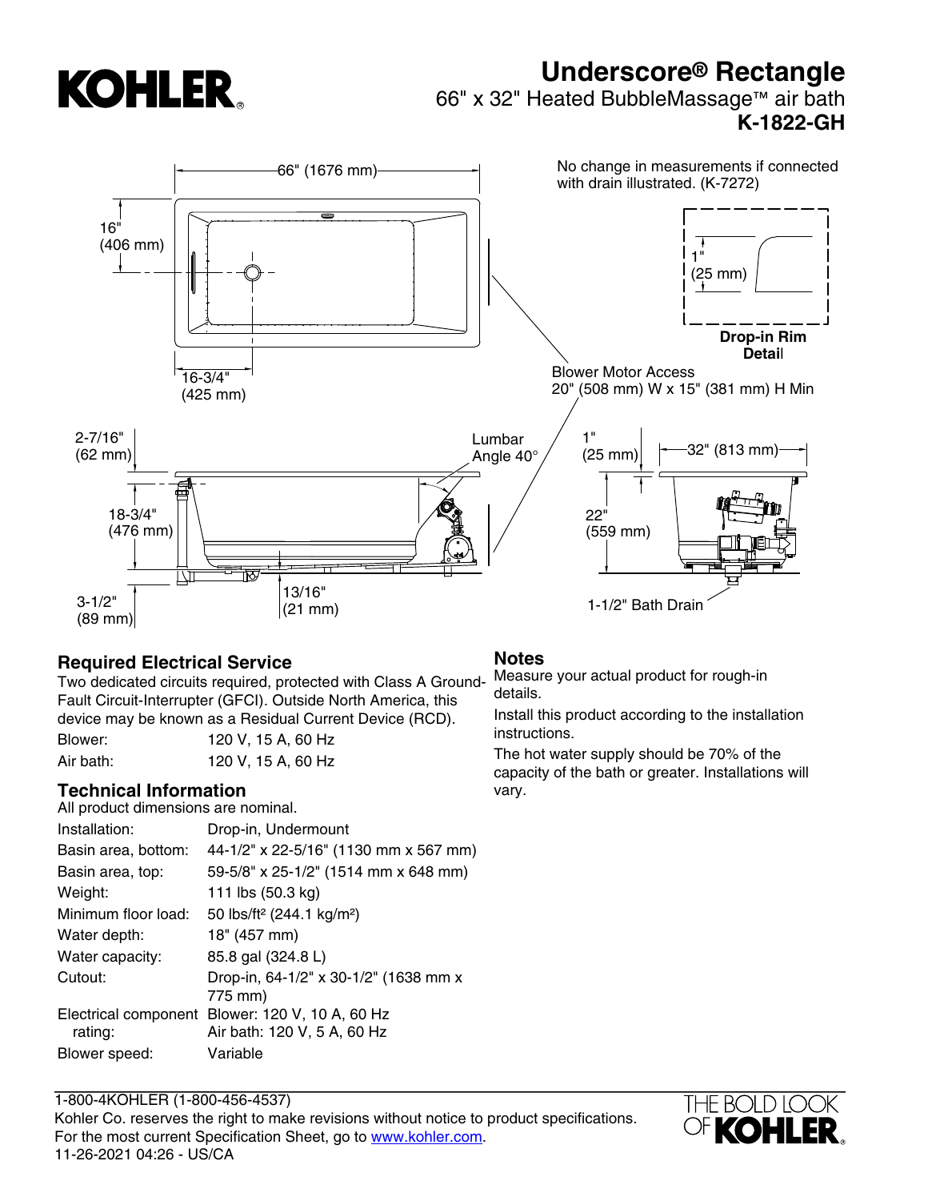# Underscore® Rectangle

66" x 32" Heated BubbleMassage™ air bath

**K-1822-GH**

66" (1676 mm)

16" (406 mm)

16-3/4" (425 mm)

No change in measurements if connected with drain illustrated. (K-7272)

1" (25 mm)

**Drop-in Rim Detail**

Blower Motor Access
20" (508 mm) W x 15" (381 mm) H Min

2-7/16" (62 mm)

18-3/4" (476 mm)

3-1/2" (89 mm)

13/16" (21 mm)

Lumbar Angle 40°

1" (25 mm)

32" (813 mm)

22" (559 mm)

1-1/2" Bath Drain

## Required Electrical Service

Two dedicated circuits required, protected with Class A Ground-Fault Circuit-Interrupter (GFCI). Outside North America, this device may be known as a Residual Current Device (RCD).

| | |
|---|---|
| Blower: | 120 V, 15 A, 60 Hz |
| Air bath: | 120 V, 15 A, 60 Hz |

## Technical Information

All product dimensions are nominal.

| | |
|---|---|
| Installation: | Drop-in, Undermount |
| Basin area, bottom: | 44-1/2" x 22-5/16" (1130 mm x 567 mm) |
| Basin area, top: | 59-5/8" x 25-1/2" (1514 mm x 648 mm) |
| Weight: | 111 lbs (50.3 kg) |
| Minimum floor load: | 50 lbs/ft² (244.1 kg/m²) |
| Water depth: | 18" (457 mm) |
| Water capacity: | 85.8 gal (324.8 L) |
| Cutout: | Drop-in, 64-1/2" x 30-1/2" (1638 mm x 775 mm) |
| Electrical component rating: | Blower: 120 V, 10 A, 60 Hz<br>Air bath: 120 V, 5 A, 60 Hz |
| Blower speed: | Variable |

## Notes

Measure your actual product for rough-in details.

Install this product according to the installation instructions.

The hot water supply should be 70% of the capacity of the bath or greater. Installations will vary.

1-800-4KOHLER (1-800-456-4537)
Kohler Co. reserves the right to make revisions without notice to product specifications.
For the most current Specification Sheet, go to www.kohler.com.
11-26-2021 04:26 - US/CA